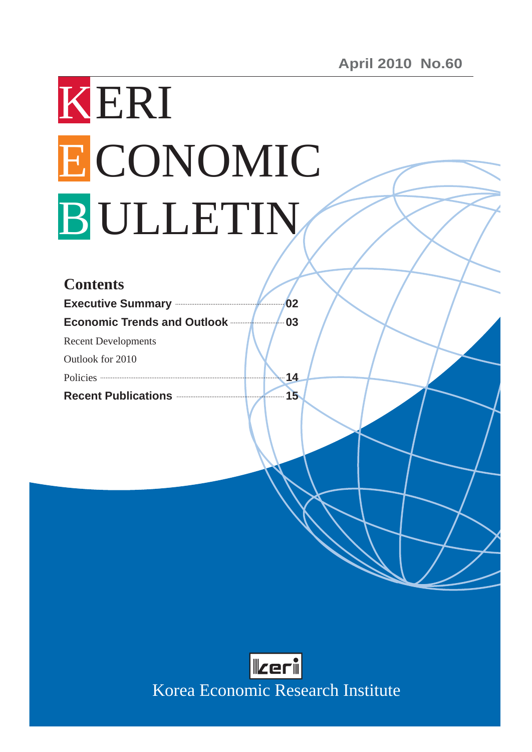April 2010 No.60

# KERI ECONOMIC BULLETIN

## Contents

**Executive Summary** ........ 02

**Economic Trends and Outlook** ........ 03

Recent Developments

Outlook for 2010

Policies ........ 14

**Recent Publications** ........ 15

Korea Economic Research Institute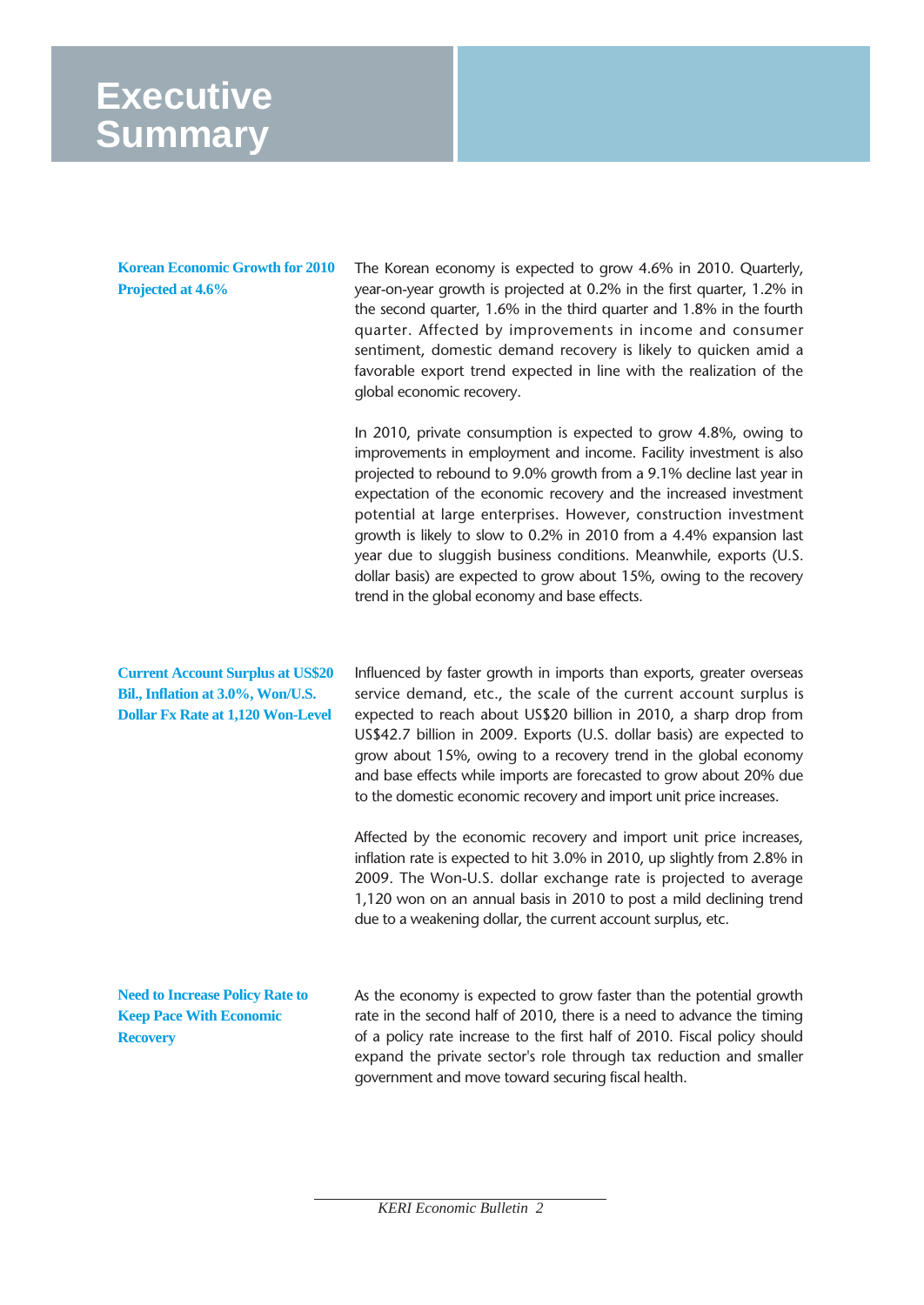# Executive Summary

### Korean Economic Growth for 2010 Projected at 4.6%

The Korean economy is expected to grow 4.6% in 2010. Quarterly, year-on-year growth is projected at 0.2% in the first quarter, 1.2% in the second quarter, 1.6% in the third quarter and 1.8% in the fourth quarter. Affected by improvements in income and consumer sentiment, domestic demand recovery is likely to quicken amid a favorable export trend expected in line with the realization of the global economic recovery.

In 2010, private consumption is expected to grow 4.8%, owing to improvements in employment and income. Facility investment is also projected to rebound to 9.0% growth from a 9.1% decline last year in expectation of the economic recovery and the increased investment potential at large enterprises. However, construction investment growth is likely to slow to 0.2% in 2010 from a 4.4% expansion last year due to sluggish business conditions. Meanwhile, exports (U.S. dollar basis) are expected to grow about 15%, owing to the recovery trend in the global economy and base effects.

### Current Account Surplus at US$20 Bil., Inflation at 3.0%, Won/U.S. Dollar Fx Rate at 1,120 Won-Level

Influenced by faster growth in imports than exports, greater overseas service demand, etc., the scale of the current account surplus is expected to reach about US$20 billion in 2010, a sharp drop from US$42.7 billion in 2009. Exports (U.S. dollar basis) are expected to grow about 15%, owing to a recovery trend in the global economy and base effects while imports are forecasted to grow about 20% due to the domestic economic recovery and import unit price increases.

Affected by the economic recovery and import unit price increases, inflation rate is expected to hit 3.0% in 2010, up slightly from 2.8% in 2009. The Won-U.S. dollar exchange rate is projected to average 1,120 won on an annual basis in 2010 to post a mild declining trend due to a weakening dollar, the current account surplus, etc.

### Need to Increase Policy Rate to Keep Pace With Economic Recovery

As the economy is expected to grow faster than the potential growth rate in the second half of 2010, there is a need to advance the timing of a policy rate increase to the first half of 2010. Fiscal policy should expand the private sector's role through tax reduction and smaller government and move toward securing fiscal health.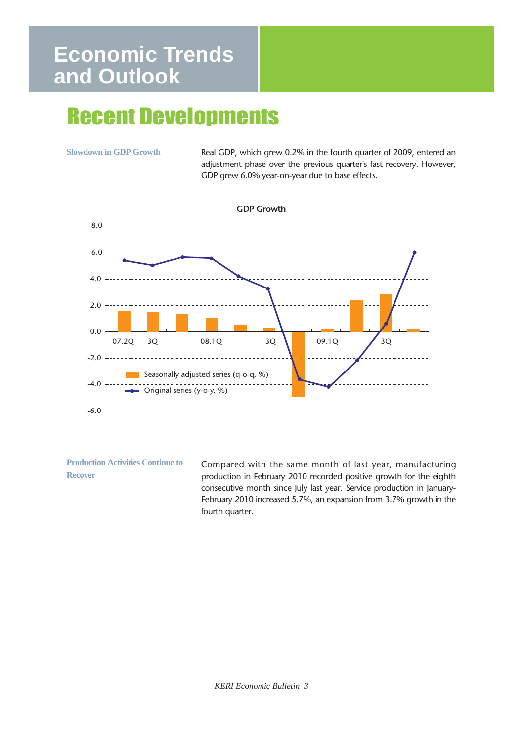# Economic Trends and Outlook

## Recent Developments

**Slowdown in GDP Growth**

Real GDP, which grew 0.2% in the fourth quarter of 2009, entered an adjustment phase over the previous quarter's fast recovery. However, GDP grew 6.0% year-on-year due to base effects.

GDP Growth

8.0
6.0
4.0
2.0
0.0
-2.0
-4.0
-6.0

07.2Q 3Q 08.1Q 3Q 09.1Q 3Q

Seasonally adjusted series (q-o-q, %)
Original series (y-o-y, %)

**Production Activities Continue to Recover**

Compared with the same month of last year, manufacturing production in February 2010 recorded positive growth for the eighth consecutive month since July last year. Service production in January-February 2010 increased 5.7%, an expansion from 3.7% growth in the fourth quarter.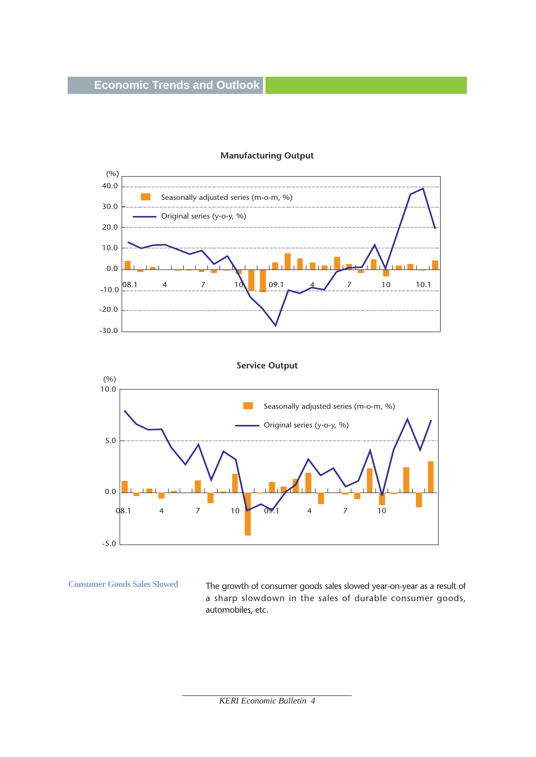**Manufacturing Output**

(%)

40.0
30.0
20.0
10.0
0.0
-10.0
-20.0
-30.0

Seasonally adjusted series (m-o-m, %)

Original series (y-o-y, %)

08.1 4 7 10 09.1 4 7 10 10.1

**Service Output**

(%)

10.0
5.0
0.0
-5.0

Seasonally adjusted series (m-o-m, %)

Original series (y-o-y, %)

08.1 4 7 10 09.1 4 7 10

**Consumer Goods Sales Slowed**

The growth of consumer goods sales slowed year-on-year as a result of a sharp slowdown in the sales of durable consumer goods, automobiles, etc.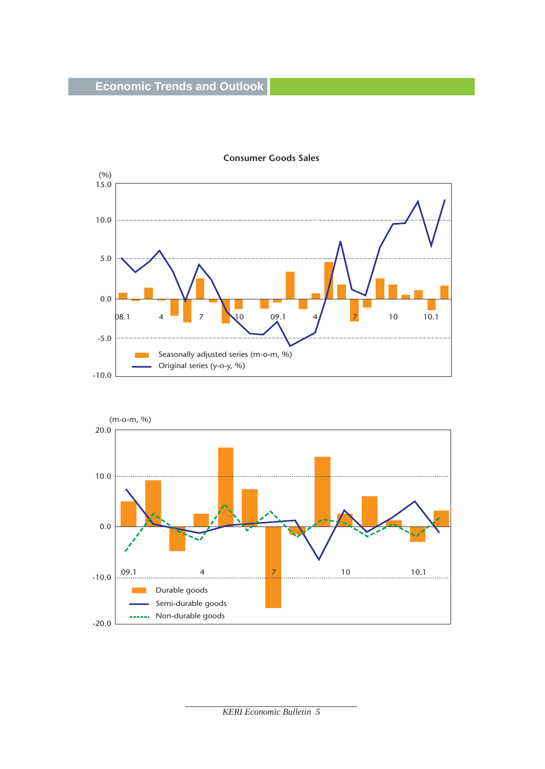## Consumer Goods Sales

(%)

Seasonally adjusted series (m-o-m, %)

Original series (y-o-y, %)

(m-o-m, %)

Durable goods

Semi-durable goods

Non-durable goods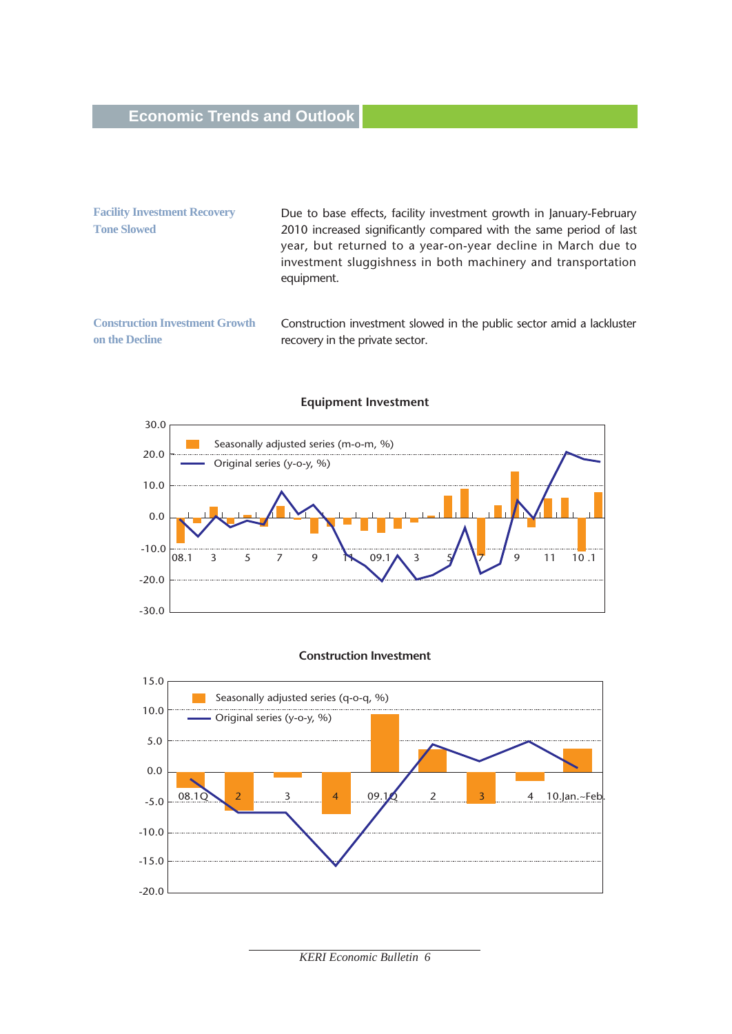## Economic Trends and Outlook

**Facility Investment Recovery Tone Slowed**

Due to base effects, facility investment growth in January-February 2010 increased significantly compared with the same period of last year, but returned to a year-on-year decline in March due to investment sluggishness in both machinery and transportation equipment.

**Construction Investment Growth on the Decline**

Construction investment slowed in the public sector amid a lackluster recovery in the private sector.

**Equipment Investment**

Legend: Seasonally adjusted series (m-o-m, %); Original series (y-o-y, %)

Y-axis: 30.0, 20.0, 10.0, 0.0, -10.0, -20.0, -30.0

X-axis: 08.1, 3, 5, 7, 9, 11, 09.1, 3, 5, 7, 9, 11, 10 .1

**Construction Investment**

Legend: Seasonally adjusted series (q-o-q, %); Original series (y-o-y, %)

Y-axis: 15.0, 10.0, 5.0, 0.0, -5.0, -10.0, -15.0, -20.0

X-axis: 08.1Q, 2, 3, 4, 09.1Q, 2, 3, 4, 10.Jan.~Feb.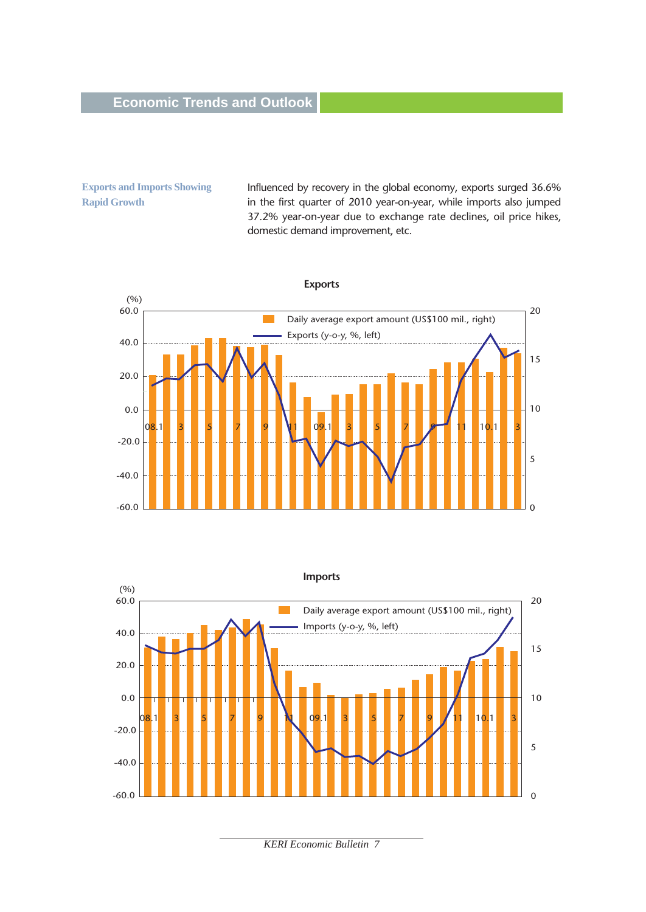## Exports and Imports Showing Rapid Growth

Influenced by recovery in the global economy, exports surged 36.6% in the first quarter of 2010 year-on-year, while imports also jumped 37.2% year-on-year due to exchange rate declines, oil price hikes, domestic demand improvement, etc.

**Exports**

(%) 60.0, 40.0, 20.0, 0.0, -20.0, -40.0, -60.0 (left axis); 20, 15, 10, 5, 0 (right axis)

Daily average export amount (US$100 mil., right)
Exports (y-o-y, %, left)

08.1 3 5 7 9 11 09.1 3 5 7 9 11 10.1 3

**Imports**

(%) 60.0, 40.0, 20.0, 0.0, -20.0, -40.0, -60.0 (left axis); 20, 15, 10, 5, 0 (right axis)

Daily average export amount (US$100 mil., right)
Imports (y-o-y, %, left)

08.1 3 5 7 9 11 09.1 3 5 7 9 11 10.1 3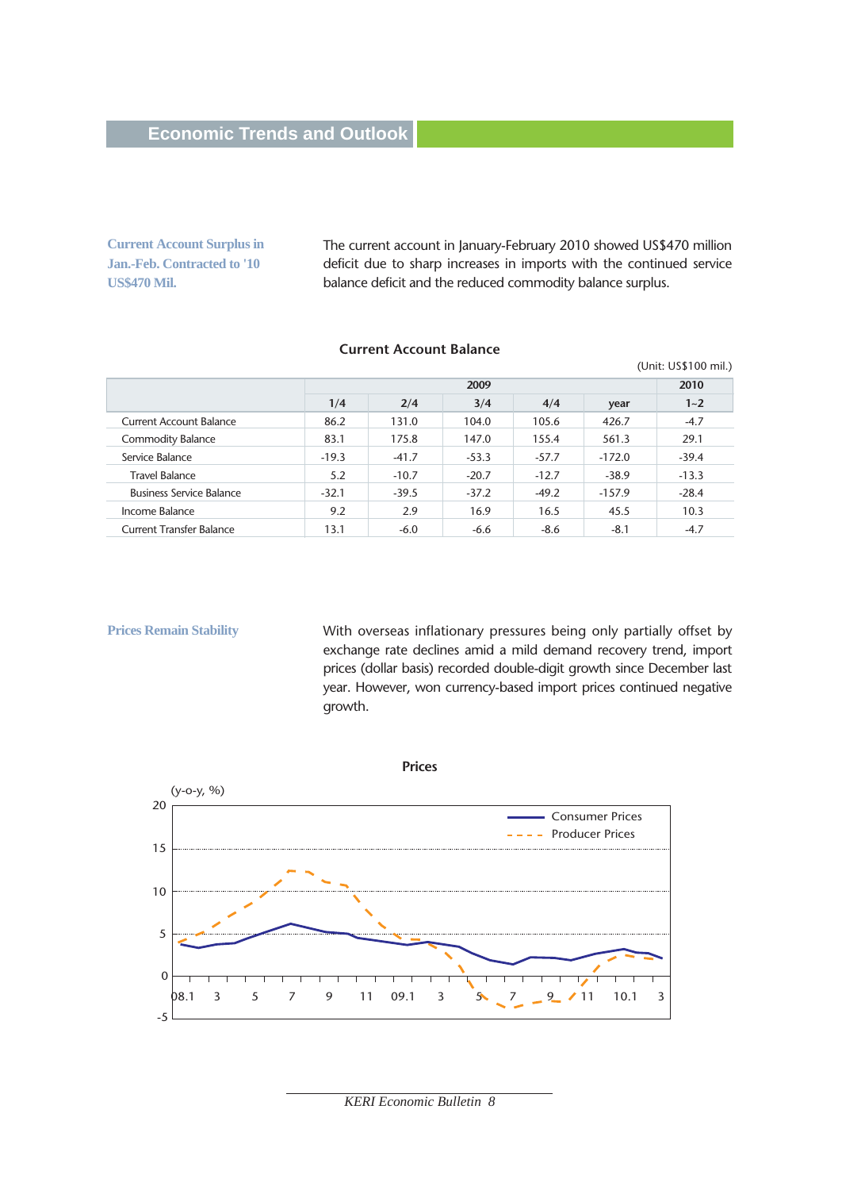## Economic Trends and Outlook

**Current Account Surplus in Jan.-Feb. Contracted to '10 US$470 Mil.**

The current account in January-February 2010 showed US$470 million deficit due to sharp increases in imports with the continued service balance deficit and the reduced commodity balance surplus.

**Current Account Balance**

(Unit: US$100 mil.)

| | 2009 | | | | | 2010 |
|---|---|---|---|---|---|---|
| | 1/4 | 2/4 | 3/4 | 4/4 | year | 1~2 |
| Current Account Balance | 86.2 | 131.0 | 104.0 | 105.6 | 426.7 | -4.7 |
| Commodity Balance | 83.1 | 175.8 | 147.0 | 155.4 | 561.3 | 29.1 |
| Service Balance | -19.3 | -41.7 | -53.3 | -57.7 | -172.0 | -39.4 |
| Travel Balance | 5.2 | -10.7 | -20.7 | -12.7 | -38.9 | -13.3 |
| Business Service Balance | -32.1 | -39.5 | -37.2 | -49.2 | -157.9 | -28.4 |
| Income Balance | 9.2 | 2.9 | 16.9 | 16.5 | 45.5 | 10.3 |
| Current Transfer Balance | 13.1 | -6.0 | -6.6 | -8.6 | -8.1 | -4.7 |

**Prices Remain Stability**

With overseas inflationary pressures being only partially offset by exchange rate declines amid a mild demand recovery trend, import prices (dollar basis) recorded double-digit growth since December last year. However, won currency-based import prices continued negative growth.

**Prices**

(y-o-y, %)

Consumer Prices / Producer Prices

08.1 3 5 7 9 11 09.1 3 5 7 9 11 10.1 3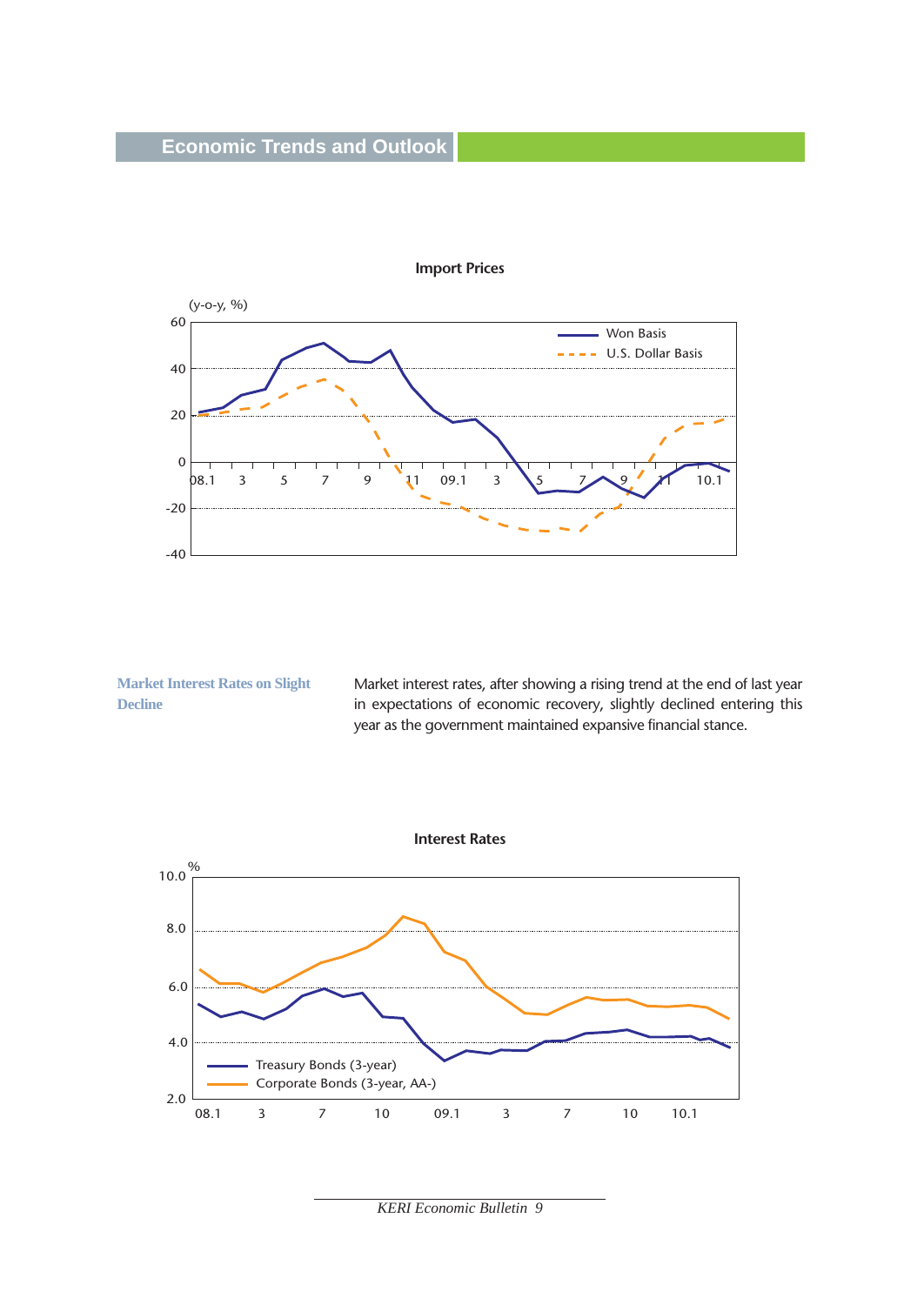**Import Prices**

(y-o-y, %)

**Market Interest Rates on Slight Decline**

Market interest rates, after showing a rising trend at the end of last year in expectations of economic recovery, slightly declined entering this year as the government maintained expansive financial stance.

**Interest Rates**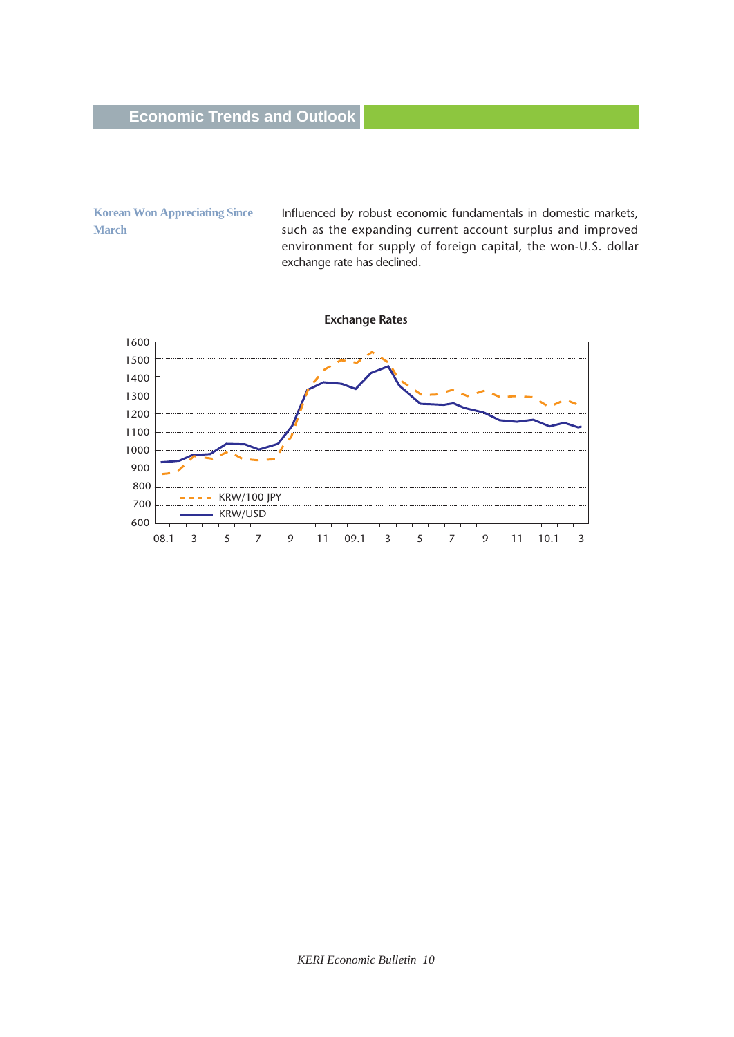## Korean Won Appreciating Since March

Influenced by robust economic fundamentals in domestic markets, such as the expanding current account surplus and improved environment for supply of foreign capital, the won-U.S. dollar exchange rate has declined.

**Exchange Rates**

1600
1500
1400
1300
1200
1100
1000
900
800
700
600

KRW/100 JPY
KRW/USD

08.1 3 5 7 9 11 09.1 3 5 7 9 11 10.1 3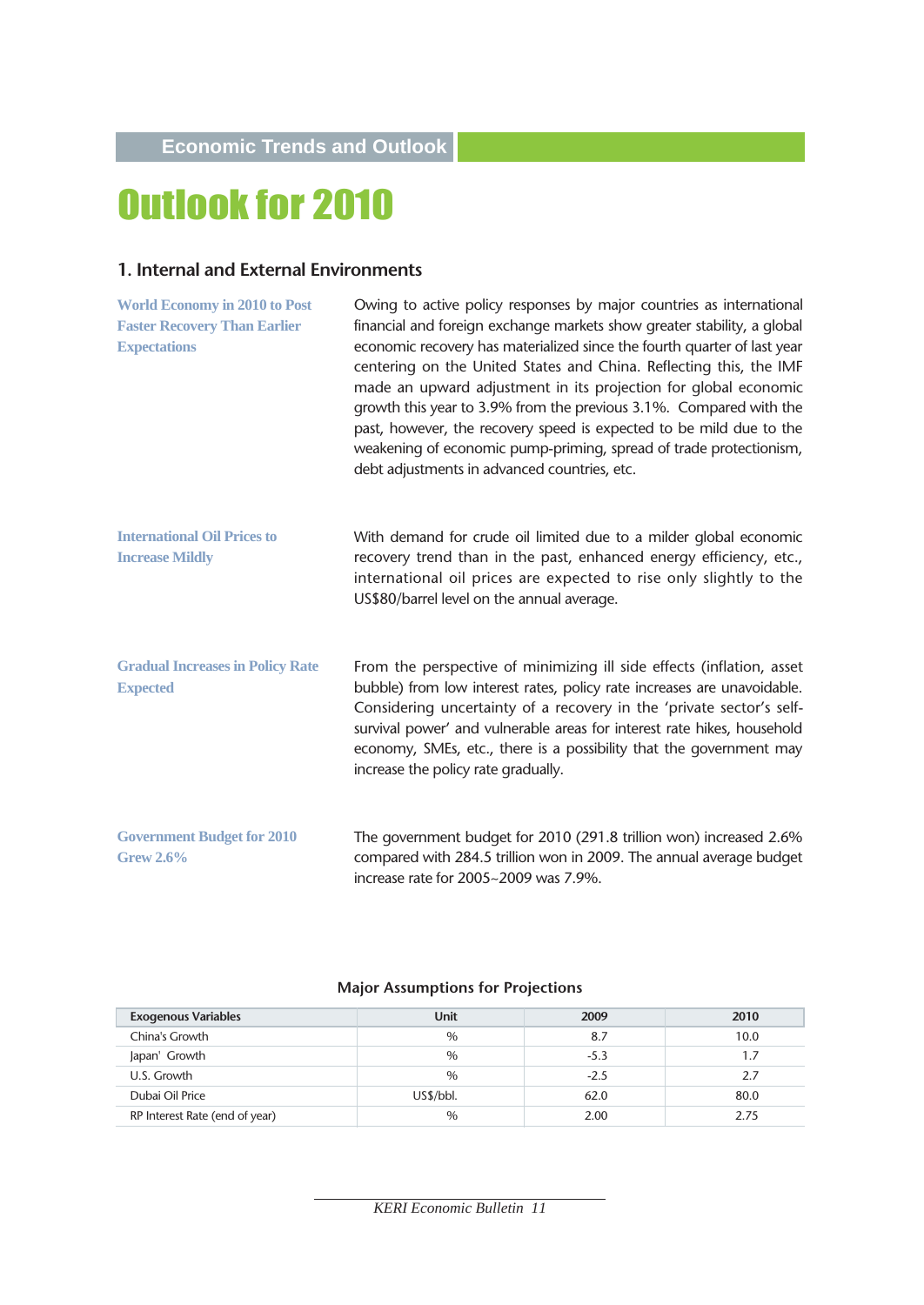Economic Trends and Outlook

# Outlook for 2010

## 1. Internal and External Environments

**World Economy in 2010 to Post Faster Recovery Than Earlier Expectations**

Owing to active policy responses by major countries as international financial and foreign exchange markets show greater stability, a global economic recovery has materialized since the fourth quarter of last year centering on the United States and China. Reflecting this, the IMF made an upward adjustment in its projection for global economic growth this year to 3.9% from the previous 3.1%. Compared with the past, however, the recovery speed is expected to be mild due to the weakening of economic pump-priming, spread of trade protectionism, debt adjustments in advanced countries, etc.

**International Oil Prices to Increase Mildly**

With demand for crude oil limited due to a milder global economic recovery trend than in the past, enhanced energy efficiency, etc., international oil prices are expected to rise only slightly to the US$80/barrel level on the annual average.

**Gradual Increases in Policy Rate Expected**

From the perspective of minimizing ill side effects (inflation, asset bubble) from low interest rates, policy rate increases are unavoidable. Considering uncertainty of a recovery in the 'private sector's self-survival power' and vulnerable areas for interest rate hikes, household economy, SMEs, etc., there is a possibility that the government may increase the policy rate gradually.

**Government Budget for 2010 Grew 2.6%**

The government budget for 2010 (291.8 trillion won) increased 2.6% compared with 284.5 trillion won in 2009. The annual average budget increase rate for 2005~2009 was 7.9%.

**Major Assumptions for Projections**

| Exogenous Variables | Unit | 2009 | 2010 |
|---|---|---|---|
| China's Growth | % | 8.7 | 10.0 |
| Japan' Growth | % | -5.3 | 1.7 |
| U.S. Growth | % | -2.5 | 2.7 |
| Dubai Oil Price | US$/bbl. | 62.0 | 80.0 |
| RP Interest Rate (end of year) | % | 2.00 | 2.75 |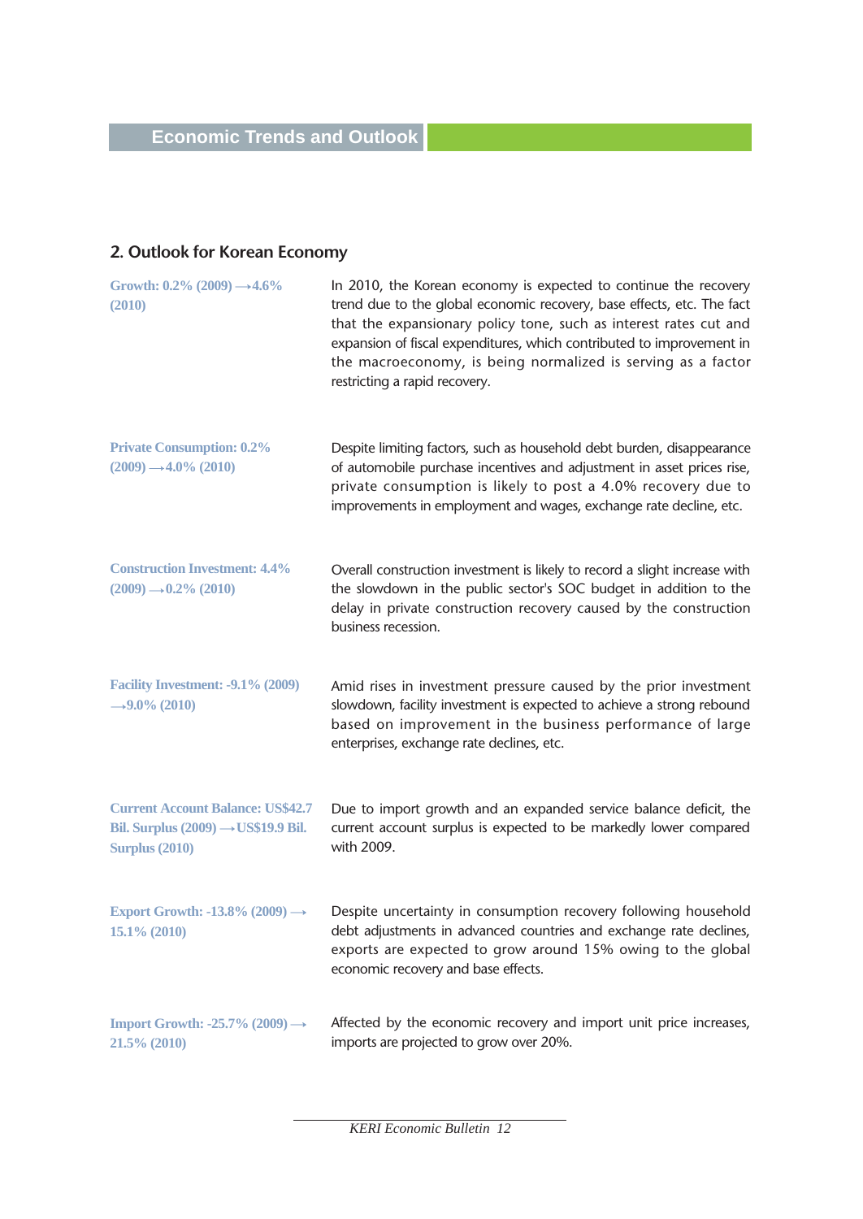## Economic Trends and Outlook

### 2. Outlook for Korean Economy

**Growth: 0.2% (2009) →4.6% (2010)**

In 2010, the Korean economy is expected to continue the recovery trend due to the global economic recovery, base effects, etc. The fact that the expansionary policy tone, such as interest rates cut and expansion of fiscal expenditures, which contributed to improvement in the macroeconomy, is being normalized is serving as a factor restricting a rapid recovery.

**Private Consumption: 0.2% (2009) →4.0% (2010)**

Despite limiting factors, such as household debt burden, disappearance of automobile purchase incentives and adjustment in asset prices rise, private consumption is likely to post a 4.0% recovery due to improvements in employment and wages, exchange rate decline, etc.

**Construction Investment: 4.4% (2009) →0.2% (2010)**

Overall construction investment is likely to record a slight increase with the slowdown in the public sector's SOC budget in addition to the delay in private construction recovery caused by the construction business recession.

**Facility Investment: -9.1% (2009) →9.0% (2010)**

Amid rises in investment pressure caused by the prior investment slowdown, facility investment is expected to achieve a strong rebound based on improvement in the business performance of large enterprises, exchange rate declines, etc.

**Current Account Balance: US$42.7 Bil. Surplus (2009) →US$19.9 Bil. Surplus (2010)**

Due to import growth and an expanded service balance deficit, the current account surplus is expected to be markedly lower compared with 2009.

**Export Growth: -13.8% (2009) → 15.1% (2010)**

Despite uncertainty in consumption recovery following household debt adjustments in advanced countries and exchange rate declines, exports are expected to grow around 15% owing to the global economic recovery and base effects.

**Import Growth: -25.7% (2009) → 21.5% (2010)**

Affected by the economic recovery and import unit price increases, imports are projected to grow over 20%.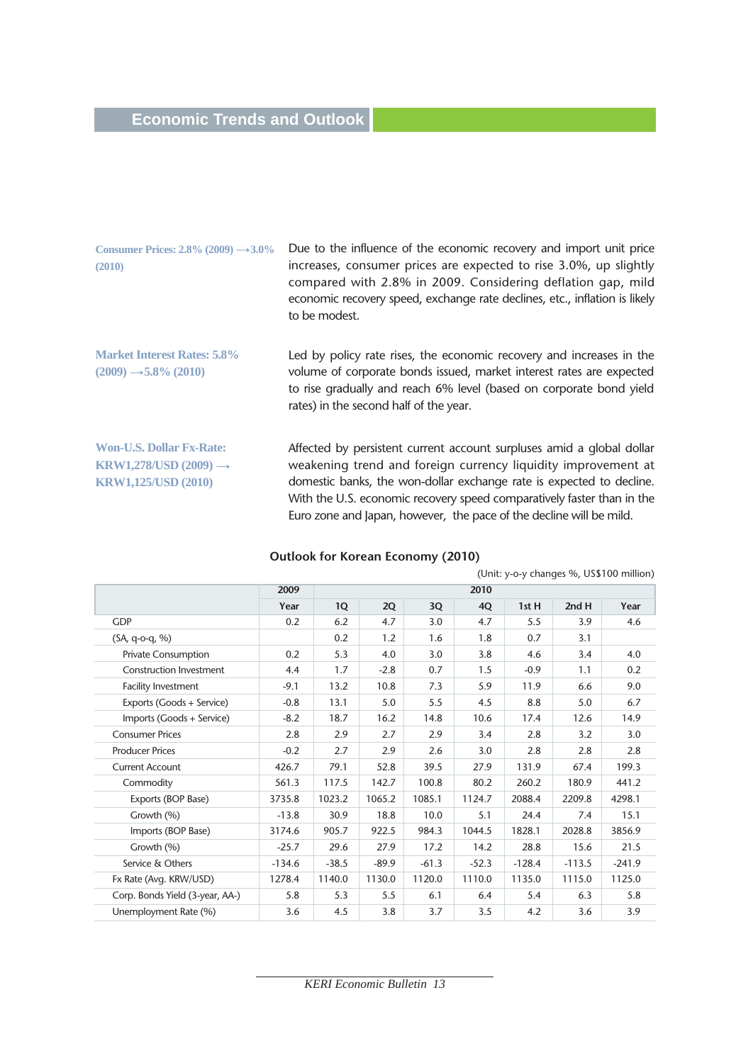# Economic Trends and Outlook

**Consumer Prices: 2.8% (2009) ⟶3.0% (2010)**

Due to the influence of the economic recovery and import unit price increases, consumer prices are expected to rise 3.0%, up slightly compared with 2.8% in 2009. Considering deflation gap, mild economic recovery speed, exchange rate declines, etc., inflation is likely to be modest.

**Market Interest Rates: 5.8% (2009) ⟶5.8% (2010)**

Led by policy rate rises, the economic recovery and increases in the volume of corporate bonds issued, market interest rates are expected to rise gradually and reach 6% level (based on corporate bond yield rates) in the second half of the year.

**Won-U.S. Dollar Fx-Rate: KRW1,278/USD (2009) ⟶ KRW1,125/USD (2010)**

Affected by persistent current account surpluses amid a global dollar weakening trend and foreign currency liquidity improvement at domestic banks, the won-dollar exchange rate is expected to decline. With the U.S. economic recovery speed comparatively faster than in the Euro zone and Japan, however, the pace of the decline will be mild.

**Outlook for Korean Economy (2010)**

(Unit: y-o-y changes %, US$100 million)

| | 2009 | 2010 | | | | | | |
|---|---|---|---|---|---|---|---|---|
| | Year | 1Q | 2Q | 3Q | 4Q | 1st H | 2nd H | Year |
| GDP | 0.2 | 6.2 | 4.7 | 3.0 | 4.7 | 5.5 | 3.9 | 4.6 |
| (SA, q-o-q, %) | | 0.2 | 1.2 | 1.6 | 1.8 | 0.7 | 3.1 | |
| Private Consumption | 0.2 | 5.3 | 4.0 | 3.0 | 3.8 | 4.6 | 3.4 | 4.0 |
| Construction Investment | 4.4 | 1.7 | -2.8 | 0.7 | 1.5 | -0.9 | 1.1 | 0.2 |
| Facility Investment | -9.1 | 13.2 | 10.8 | 7.3 | 5.9 | 11.9 | 6.6 | 9.0 |
| Exports (Goods + Service) | -0.8 | 13.1 | 5.0 | 5.5 | 4.5 | 8.8 | 5.0 | 6.7 |
| Imports (Goods + Service) | -8.2 | 18.7 | 16.2 | 14.8 | 10.6 | 17.4 | 12.6 | 14.9 |
| Consumer Prices | 2.8 | 2.9 | 2.7 | 2.9 | 3.4 | 2.8 | 3.2 | 3.0 |
| Producer Prices | -0.2 | 2.7 | 2.9 | 2.6 | 3.0 | 2.8 | 2.8 | 2.8 |
| Current Account | 426.7 | 79.1 | 52.8 | 39.5 | 27.9 | 131.9 | 67.4 | 199.3 |
| Commodity | 561.3 | 117.5 | 142.7 | 100.8 | 80.2 | 260.2 | 180.9 | 441.2 |
| Exports (BOP Base) | 3735.8 | 1023.2 | 1065.2 | 1085.1 | 1124.7 | 2088.4 | 2209.8 | 4298.1 |
| Growth (%) | -13.8 | 30.9 | 18.8 | 10.0 | 5.1 | 24.4 | 7.4 | 15.1 |
| Imports (BOP Base) | 3174.6 | 905.7 | 922.5 | 984.3 | 1044.5 | 1828.1 | 2028.8 | 3856.9 |
| Growth (%) | -25.7 | 29.6 | 27.9 | 17.2 | 14.2 | 28.8 | 15.6 | 21.5 |
| Service & Others | -134.6 | -38.5 | -89.9 | -61.3 | -52.3 | -128.4 | -113.5 | -241.9 |
| Fx Rate (Avg. KRW/USD) | 1278.4 | 1140.0 | 1130.0 | 1120.0 | 1110.0 | 1135.0 | 1115.0 | 1125.0 |
| Corp. Bonds Yield (3-year, AA-) | 5.8 | 5.3 | 5.5 | 6.1 | 6.4 | 5.4 | 6.3 | 5.8 |
| Unemployment Rate (%) | 3.6 | 4.5 | 3.8 | 3.7 | 3.5 | 4.2 | 3.6 | 3.9 |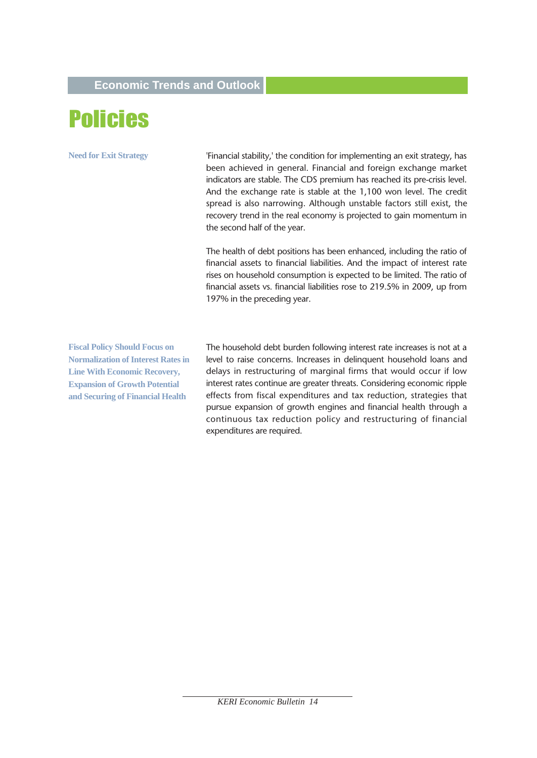# Policies

### Need for Exit Strategy

'Financial stability,' the condition for implementing an exit strategy, has been achieved in general. Financial and foreign exchange market indicators are stable. The CDS premium has reached its pre-crisis level. And the exchange rate is stable at the 1,100 won level. The credit spread is also narrowing. Although unstable factors still exist, the recovery trend in the real economy is projected to gain momentum in the second half of the year.

The health of debt positions has been enhanced, including the ratio of financial assets to financial liabilities. And the impact of interest rate rises on household consumption is expected to be limited. The ratio of financial assets vs. financial liabilities rose to 219.5% in 2009, up from 197% in the preceding year.

### Fiscal Policy Should Focus on Normalization of Interest Rates in Line With Economic Recovery, Expansion of Growth Potential and Securing of Financial Health

The household debt burden following interest rate increases is not at a level to raise concerns. Increases in delinquent household loans and delays in restructuring of marginal firms that would occur if low interest rates continue are greater threats. Considering economic ripple effects from fiscal expenditures and tax reduction, strategies that pursue expansion of growth engines and financial health through a continuous tax reduction policy and restructuring of financial expenditures are required.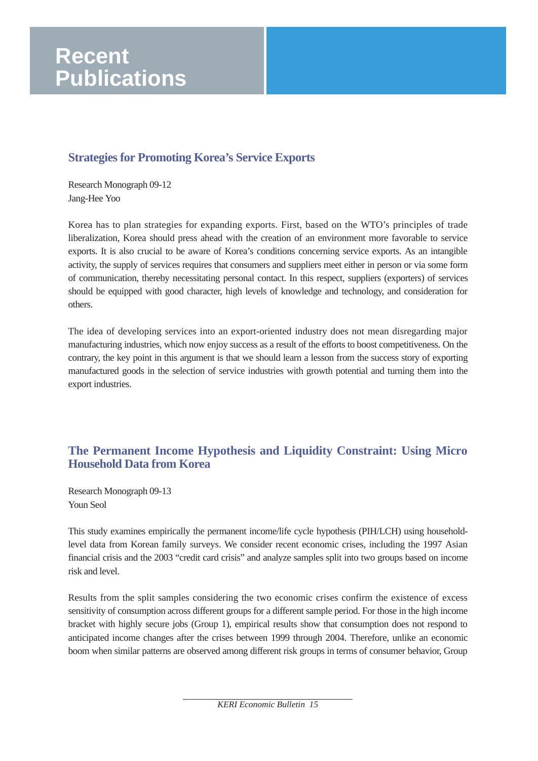# Recent Publications

## Strategies for Promoting Korea's Service Exports

Research Monograph 09-12
Jang-Hee Yoo

Korea has to plan strategies for expanding exports. First, based on the WTO's principles of trade liberalization, Korea should press ahead with the creation of an environment more favorable to service exports. It is also crucial to be aware of Korea's conditions concerning service exports. As an intangible activity, the supply of services requires that consumers and suppliers meet either in person or via some form of communication, thereby necessitating personal contact. In this respect, suppliers (exporters) of services should be equipped with good character, high levels of knowledge and technology, and consideration for others.

The idea of developing services into an export-oriented industry does not mean disregarding major manufacturing industries, which now enjoy success as a result of the efforts to boost competitiveness. On the contrary, the key point in this argument is that we should learn a lesson from the success story of exporting manufactured goods in the selection of service industries with growth potential and turning them into the export industries.

## The Permanent Income Hypothesis and Liquidity Constraint: Using Micro Household Data from Korea

Research Monograph 09-13
Youn Seol

This study examines empirically the permanent income/life cycle hypothesis (PIH/LCH) using household-level data from Korean family surveys. We consider recent economic crises, including the 1997 Asian financial crisis and the 2003 "credit card crisis" and analyze samples split into two groups based on income risk and level.

Results from the split samples considering the two economic crises confirm the existence of excess sensitivity of consumption across different groups for a different sample period. For those in the high income bracket with highly secure jobs (Group 1), empirical results show that consumption does not respond to anticipated income changes after the crises between 1999 through 2004. Therefore, unlike an economic boom when similar patterns are observed among different risk groups in terms of consumer behavior, Group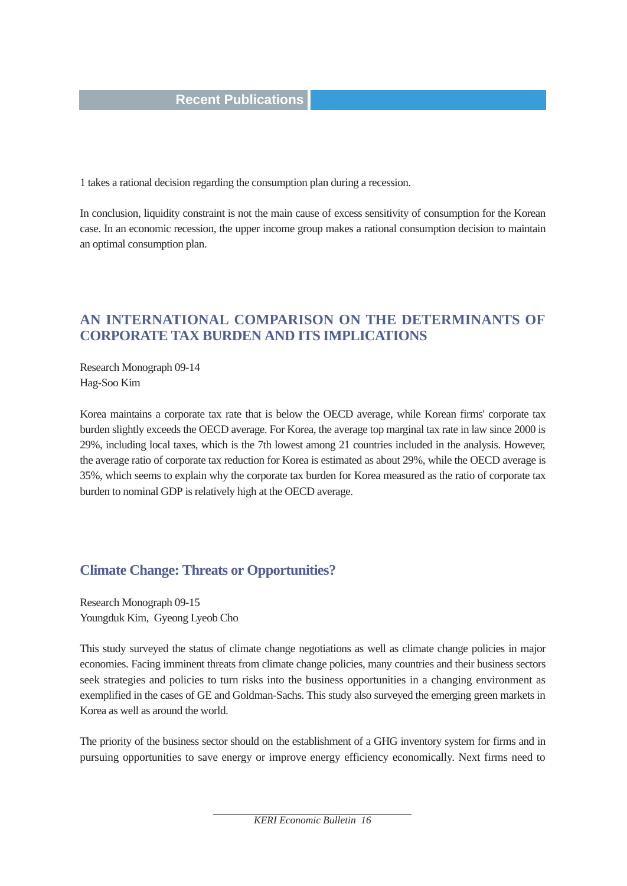1 takes a rational decision regarding the consumption plan during a recession.

In conclusion, liquidity constraint is not the main cause of excess sensitivity of consumption for the Korean case. In an economic recession, the upper income group makes a rational consumption decision to maintain an optimal consumption plan.

## AN INTERNATIONAL COMPARISON ON THE DETERMINANTS OF CORPORATE TAX BURDEN AND ITS IMPLICATIONS

Research Monograph 09-14
Hag-Soo Kim

Korea maintains a corporate tax rate that is below the OECD average, while Korean firms' corporate tax burden slightly exceeds the OECD average. For Korea, the average top marginal tax rate in law since 2000 is 29%, including local taxes, which is the 7th lowest among 21 countries included in the analysis. However, the average ratio of corporate tax reduction for Korea is estimated as about 29%, while the OECD average is 35%, which seems to explain why the corporate tax burden for Korea measured as the ratio of corporate tax burden to nominal GDP is relatively high at the OECD average.

## Climate Change: Threats or Opportunities?

Research Monograph 09-15
Youngduk Kim, Gyeong Lyeob Cho

This study surveyed the status of climate change negotiations as well as climate change policies in major economies. Facing imminent threats from climate change policies, many countries and their business sectors seek strategies and policies to turn risks into the business opportunities in a changing environment as exemplified in the cases of GE and Goldman-Sachs. This study also surveyed the emerging green markets in Korea as well as around the world.

The priority of the business sector should on the establishment of a GHG inventory system for firms and in pursuing opportunities to save energy or improve energy efficiency economically. Next firms need to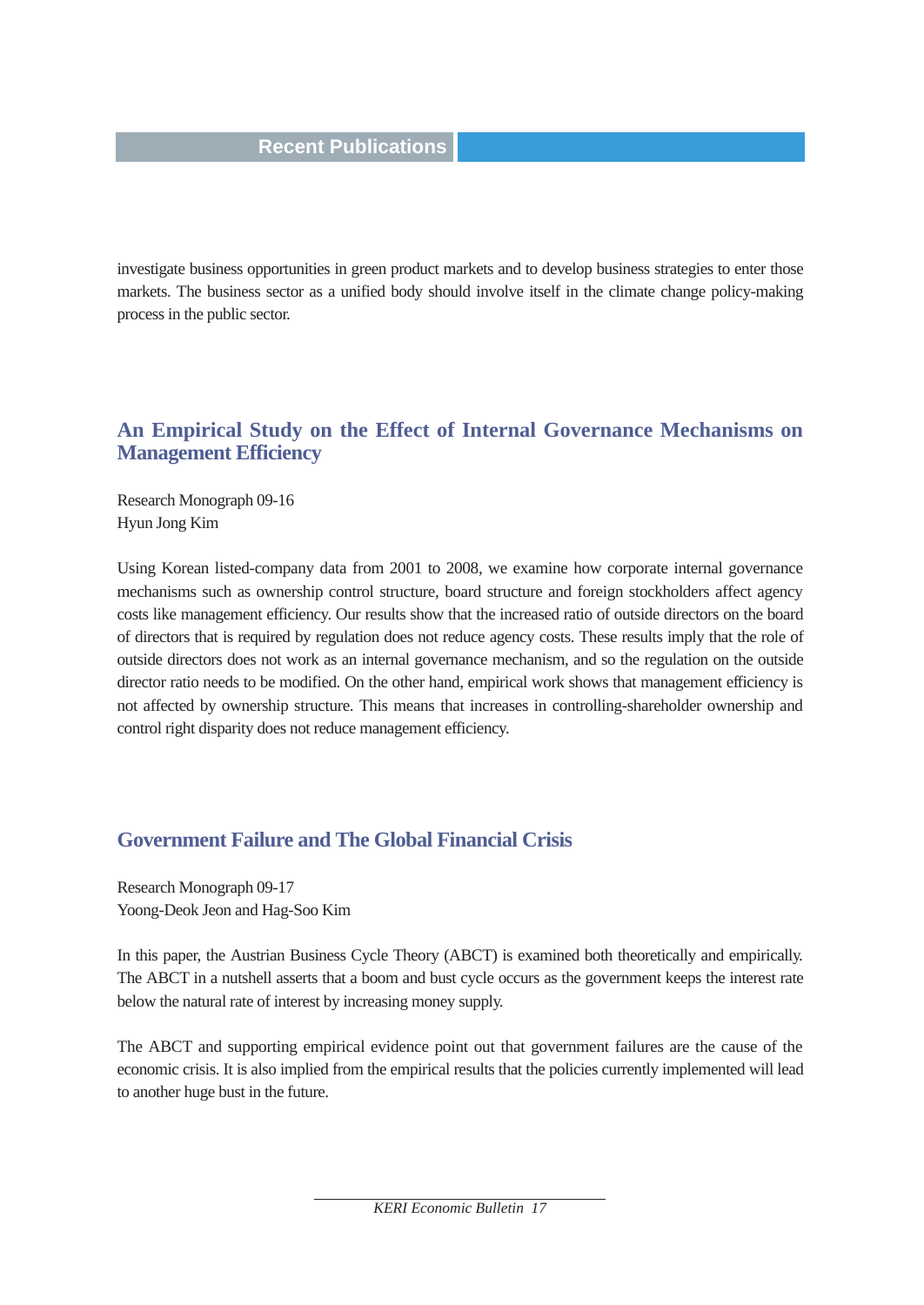investigate business opportunities in green product markets and to develop business strategies to enter those markets. The business sector as a unified body should involve itself in the climate change policy-making process in the public sector.

## An Empirical Study on the Effect of Internal Governance Mechanisms on Management Efficiency

Research Monograph 09-16
Hyun Jong Kim

Using Korean listed-company data from 2001 to 2008, we examine how corporate internal governance mechanisms such as ownership control structure, board structure and foreign stockholders affect agency costs like management efficiency. Our results show that the increased ratio of outside directors on the board of directors that is required by regulation does not reduce agency costs. These results imply that the role of outside directors does not work as an internal governance mechanism, and so the regulation on the outside director ratio needs to be modified. On the other hand, empirical work shows that management efficiency is not affected by ownership structure. This means that increases in controlling-shareholder ownership and control right disparity does not reduce management efficiency.

## Government Failure and The Global Financial Crisis

Research Monograph 09-17
Yoong-Deok Jeon and Hag-Soo Kim

In this paper, the Austrian Business Cycle Theory (ABCT) is examined both theoretically and empirically. The ABCT in a nutshell asserts that a boom and bust cycle occurs as the government keeps the interest rate below the natural rate of interest by increasing money supply.

The ABCT and supporting empirical evidence point out that government failures are the cause of the economic crisis. It is also implied from the empirical results that the policies currently implemented will lead to another huge bust in the future.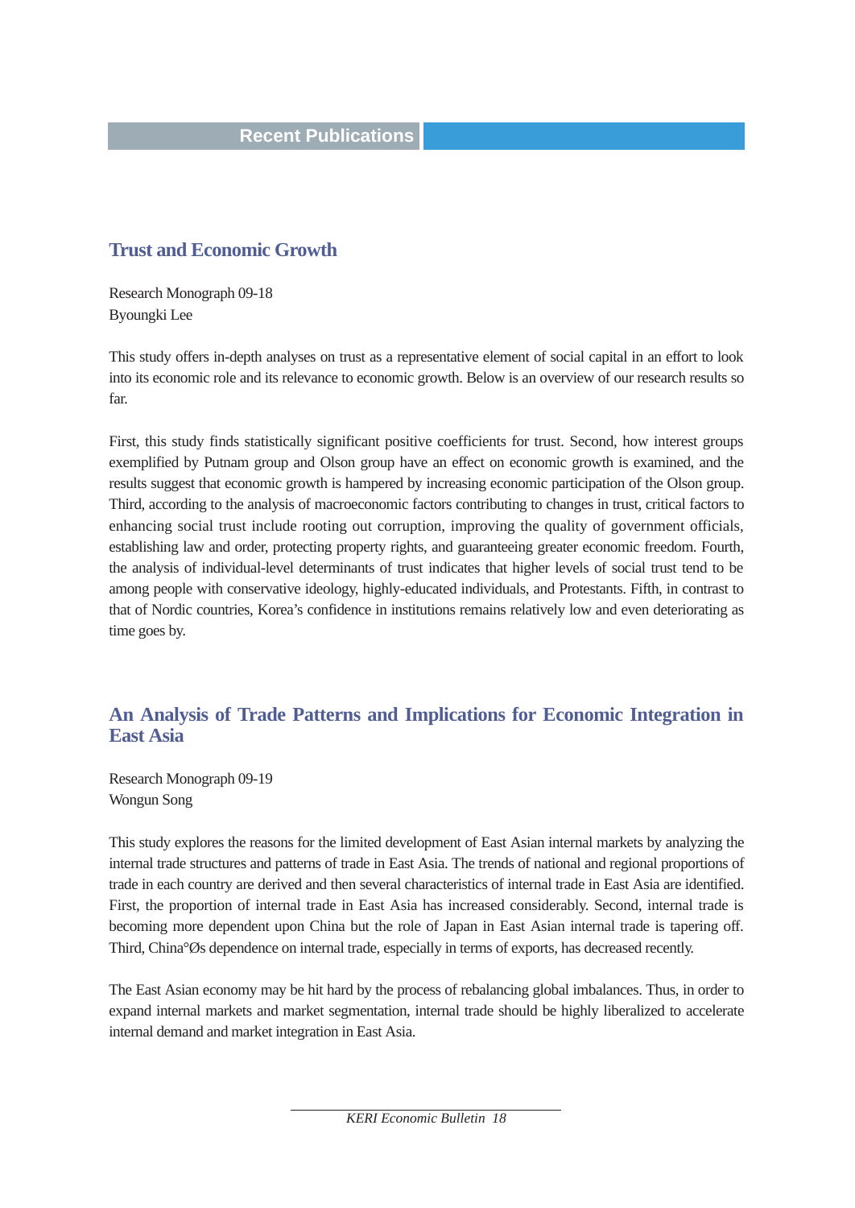## Recent Publications

### Trust and Economic Growth

Research Monograph 09-18
Byoungki Lee

This study offers in-depth analyses on trust as a representative element of social capital in an effort to look into its economic role and its relevance to economic growth. Below is an overview of our research results so far.

First, this study finds statistically significant positive coefficients for trust. Second, how interest groups exemplified by Putnam group and Olson group have an effect on economic growth is examined, and the results suggest that economic growth is hampered by increasing economic participation of the Olson group. Third, according to the analysis of macroeconomic factors contributing to changes in trust, critical factors to enhancing social trust include rooting out corruption, improving the quality of government officials, establishing law and order, protecting property rights, and guaranteeing greater economic freedom. Fourth, the analysis of individual-level determinants of trust indicates that higher levels of social trust tend to be among people with conservative ideology, highly-educated individuals, and Protestants. Fifth, in contrast to that of Nordic countries, Korea's confidence in institutions remains relatively low and even deteriorating as time goes by.

### An Analysis of Trade Patterns and Implications for Economic Integration in East Asia

Research Monograph 09-19
Wongun Song

This study explores the reasons for the limited development of East Asian internal markets by analyzing the internal trade structures and patterns of trade in East Asia. The trends of national and regional proportions of trade in each country are derived and then several characteristics of internal trade in East Asia are identified. First, the proportion of internal trade in East Asia has increased considerably. Second, internal trade is becoming more dependent upon China but the role of Japan in East Asian internal trade is tapering off. Third, China°Øs dependence on internal trade, especially in terms of exports, has decreased recently.

The East Asian economy may be hit hard by the process of rebalancing global imbalances. Thus, in order to expand internal markets and market segmentation, internal trade should be highly liberalized to accelerate internal demand and market integration in East Asia.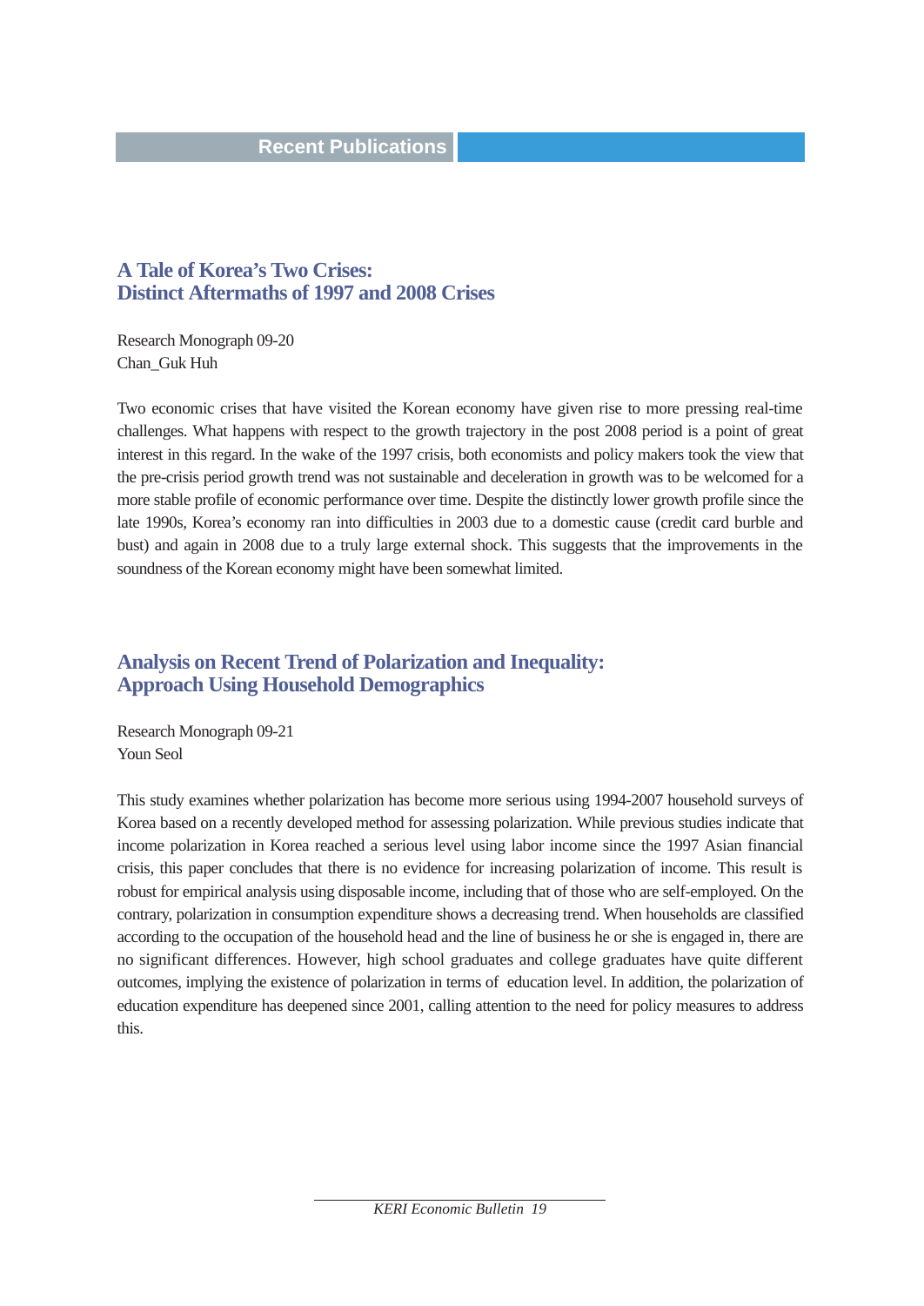## Recent Publications

### A Tale of Korea's Two Crises: Distinct Aftermaths of 1997 and 2008 Crises

Research Monograph 09-20
Chan_Guk Huh

Two economic crises that have visited the Korean economy have given rise to more pressing real-time challenges. What happens with respect to the growth trajectory in the post 2008 period is a point of great interest in this regard. In the wake of the 1997 crisis, both economists and policy makers took the view that the pre-crisis period growth trend was not sustainable and deceleration in growth was to be welcomed for a more stable profile of economic performance over time. Despite the distinctly lower growth profile since the late 1990s, Korea's economy ran into difficulties in 2003 due to a domestic cause (credit card burble and bust) and again in 2008 due to a truly large external shock. This suggests that the improvements in the soundness of the Korean economy might have been somewhat limited.

### Analysis on Recent Trend of Polarization and Inequality: Approach Using Household Demographics

Research Monograph 09-21
Youn Seol

This study examines whether polarization has become more serious using 1994-2007 household surveys of Korea based on a recently developed method for assessing polarization. While previous studies indicate that income polarization in Korea reached a serious level using labor income since the 1997 Asian financial crisis, this paper concludes that there is no evidence for increasing polarization of income. This result is robust for empirical analysis using disposable income, including that of those who are self-employed. On the contrary, polarization in consumption expenditure shows a decreasing trend. When households are classified according to the occupation of the household head and the line of business he or she is engaged in, there are no significant differences. However, high school graduates and college graduates have quite different outcomes, implying the existence of polarization in terms of education level. In addition, the polarization of education expenditure has deepened since 2001, calling attention to the need for policy measures to address this.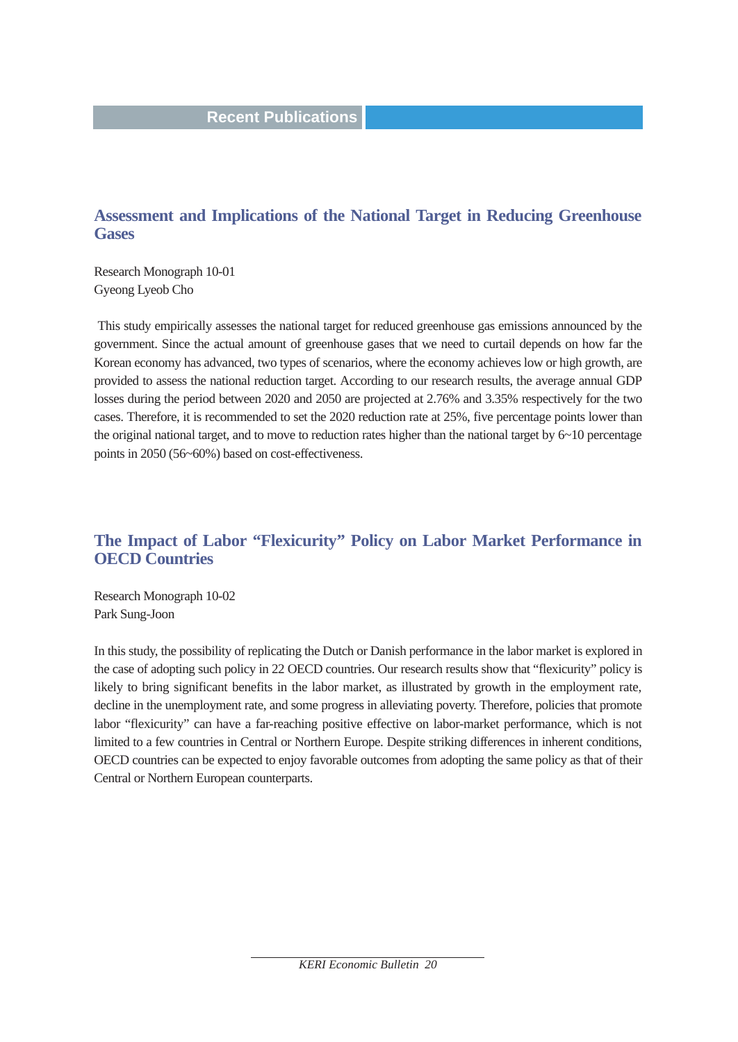## Recent Publications

### Assessment and Implications of the National Target in Reducing Greenhouse Gases

Research Monograph 10-01
Gyeong Lyeob Cho

This study empirically assesses the national target for reduced greenhouse gas emissions announced by the government. Since the actual amount of greenhouse gases that we need to curtail depends on how far the Korean economy has advanced, two types of scenarios, where the economy achieves low or high growth, are provided to assess the national reduction target. According to our research results, the average annual GDP losses during the period between 2020 and 2050 are projected at 2.76% and 3.35% respectively for the two cases. Therefore, it is recommended to set the 2020 reduction rate at 25%, five percentage points lower than the original national target, and to move to reduction rates higher than the national target by 6~10 percentage points in 2050 (56~60%) based on cost-effectiveness.

### The Impact of Labor “Flexicurity” Policy on Labor Market Performance in OECD Countries

Research Monograph 10-02
Park Sung-Joon

In this study, the possibility of replicating the Dutch or Danish performance in the labor market is explored in the case of adopting such policy in 22 OECD countries. Our research results show that “flexicurity” policy is likely to bring significant benefits in the labor market, as illustrated by growth in the employment rate, decline in the unemployment rate, and some progress in alleviating poverty. Therefore, policies that promote labor “flexicurity” can have a far-reaching positive effective on labor-market performance, which is not limited to a few countries in Central or Northern Europe. Despite striking differences in inherent conditions, OECD countries can be expected to enjoy favorable outcomes from adopting the same policy as that of their Central or Northern European counterparts.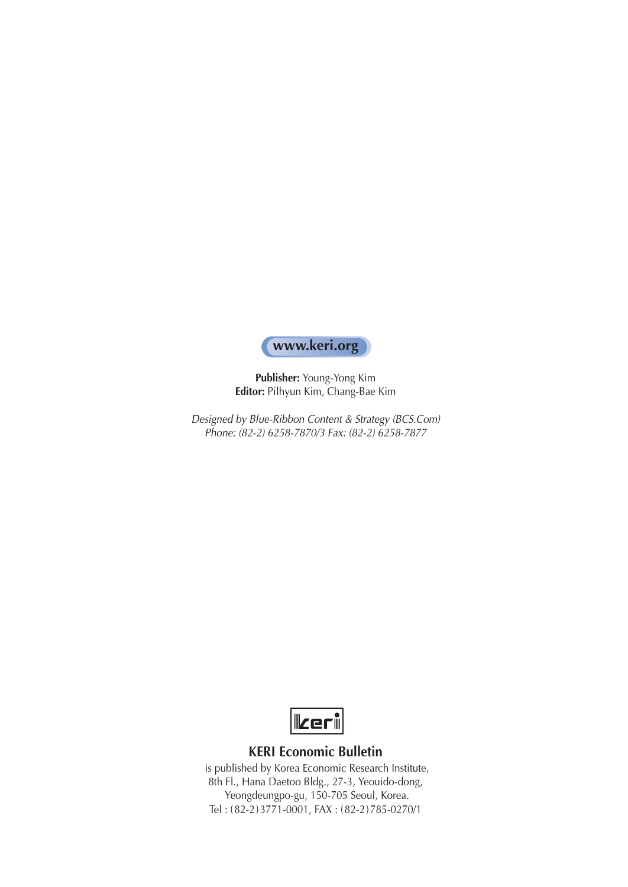www.keri.org

**Publisher:** Young-Yong Kim
**Editor:** Pilhyun Kim, Chang-Bae Kim

*Designed by Blue-Ribbon Content & Strategy (BCS.Com)*
*Phone: (82-2) 6258-7870/3 Fax: (82-2) 6258-7877*

keri

**KERI Economic Bulletin**

is published by Korea Economic Research Institute,
8th Fl., Hana Daetoo Bldg., 27-3, Yeouido-dong,
Yeongdeungpo-gu, 150-705 Seoul, Korea.
Tel : (82-2)3771-0001, FAX : (82-2)785-0270/1